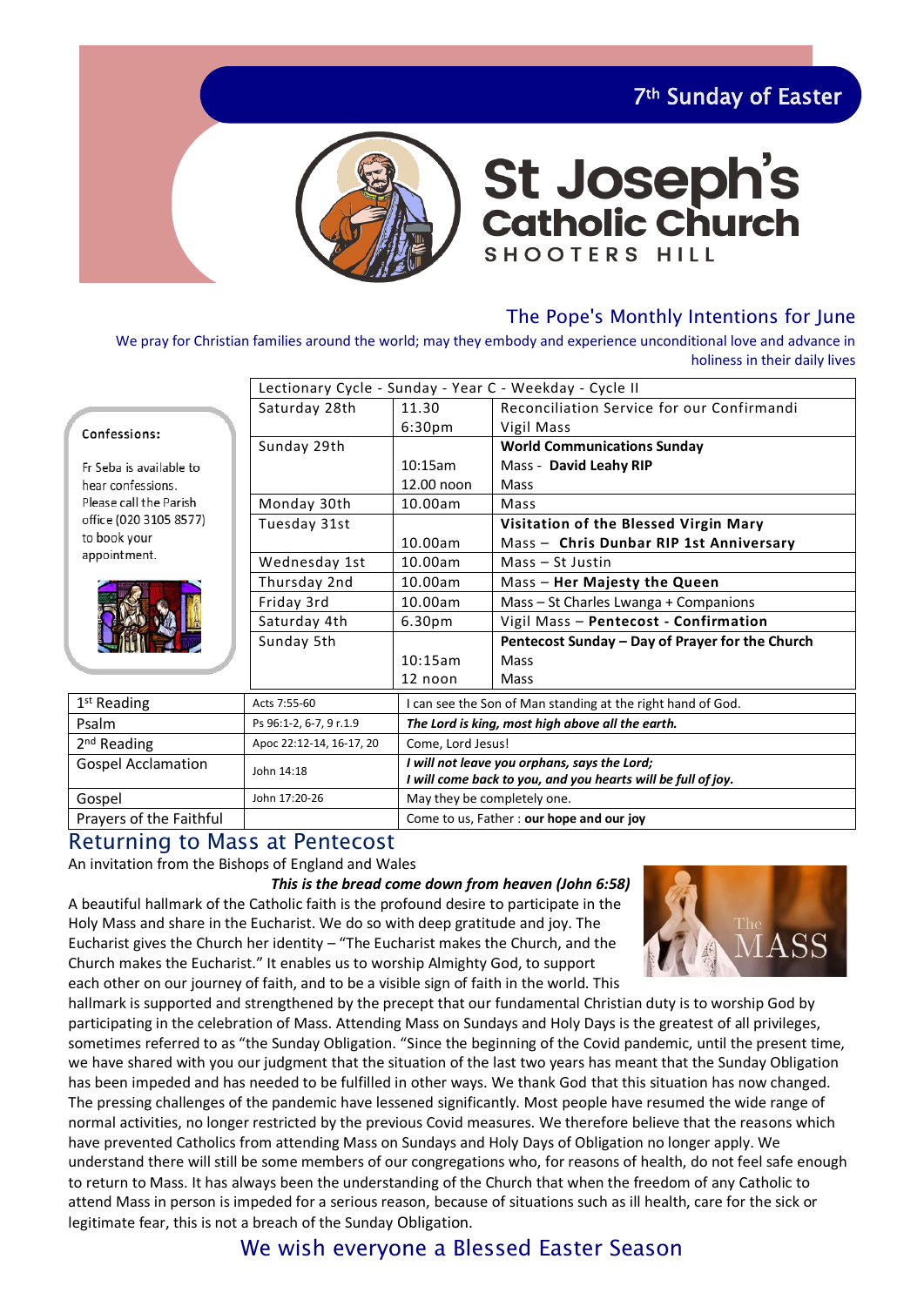7th Sunday of Easter

# St Joseph's Catholic Church

SHOOTERS HILL

## The Pope's Monthly Intentions for June

We pray for Christian families around the world; may they embody and experience unconditional love and advance in holiness in their daily lives

**Confessions:**

Fr Seba is available to hear confessions. Please call the Parish office (020 3105 8577) to book your appointment.

| Lectionary Cycle - Sunday - Year C - Weekday - Cycle II | | |
|---|---|---|
| Saturday 28th | 11.30<br>6:30pm | Reconciliation Service for our Confirmandi<br>Vigil Mass |
| Sunday 29th | <br>10:15am<br>12.00 noon | **World Communications Sunday**<br>Mass - **David Leahy RIP**<br>Mass |
| Monday 30th | 10.00am | Mass |
| Tuesday 31st | <br>10.00am | **Visitation of the Blessed Virgin Mary**<br>Mass – **Chris Dunbar RIP 1st Anniversary** |
| Wednesday 1st | 10.00am | Mass – St Justin |
| Thursday 2nd | 10.00am | Mass – **Her Majesty the Queen** |
| Friday 3rd | 10.00am | Mass – St Charles Lwanga + Companions |
| Saturday 4th | 6.30pm | Vigil Mass – **Pentecost - Confirmation** |
| Sunday 5th | <br>10:15am<br>12 noon | **Pentecost Sunday – Day of Prayer for the Church**<br>Mass<br>Mass |

| | | |
|---|---|---|
| 1st Reading | Acts 7:55-60 | I can see the Son of Man standing at the right hand of God. |
| Psalm | Ps 96:1-2, 6-7, 9 r.1.9 | ***The Lord is king, most high above all the earth.*** |
| 2nd Reading | Apoc 22:12-14, 16-17, 20 | Come, Lord Jesus! |
| Gospel Acclamation | John 14:18 | ***I will not leave you orphans, says the Lord;<br>I will come back to you, and you hearts will be full of joy.*** |
| Gospel | John 17:20-26 | May they be completely one. |
| Prayers of the Faithful | | Come to us, Father : **our hope and our joy** |

## Returning to Mass at Pentecost

An invitation from the Bishops of England and Wales

***This is the bread come down from heaven (John 6:58)***

A beautiful hallmark of the Catholic faith is the profound desire to participate in the Holy Mass and share in the Eucharist. We do so with deep gratitude and joy. The Eucharist gives the Church her identity – "The Eucharist makes the Church, and the Church makes the Eucharist." It enables us to worship Almighty God, to support each other on our journey of faith, and to be a visible sign of faith in the world. This hallmark is supported and strengthened by the precept that our fundamental Christian duty is to worship God by participating in the celebration of Mass. Attending Mass on Sundays and Holy Days is the greatest of all privileges, sometimes referred to as "the Sunday Obligation. "Since the beginning of the Covid pandemic, until the present time, we have shared with you our judgment that the situation of the last two years has meant that the Sunday Obligation has been impeded and has needed to be fulfilled in other ways. We thank God that this situation has now changed. The pressing challenges of the pandemic have lessened significantly. Most people have resumed the wide range of normal activities, no longer restricted by the previous Covid measures. We therefore believe that the reasons which have prevented Catholics from attending Mass on Sundays and Holy Days of Obligation no longer apply. We understand there will still be some members of our congregations who, for reasons of health, do not feel safe enough to return to Mass. It has always been the understanding of the Church that when the freedom of any Catholic to attend Mass in person is impeded for a serious reason, because of situations such as ill health, care for the sick or legitimate fear, this is not a breach of the Sunday Obligation.

## We wish everyone a Blessed Easter Season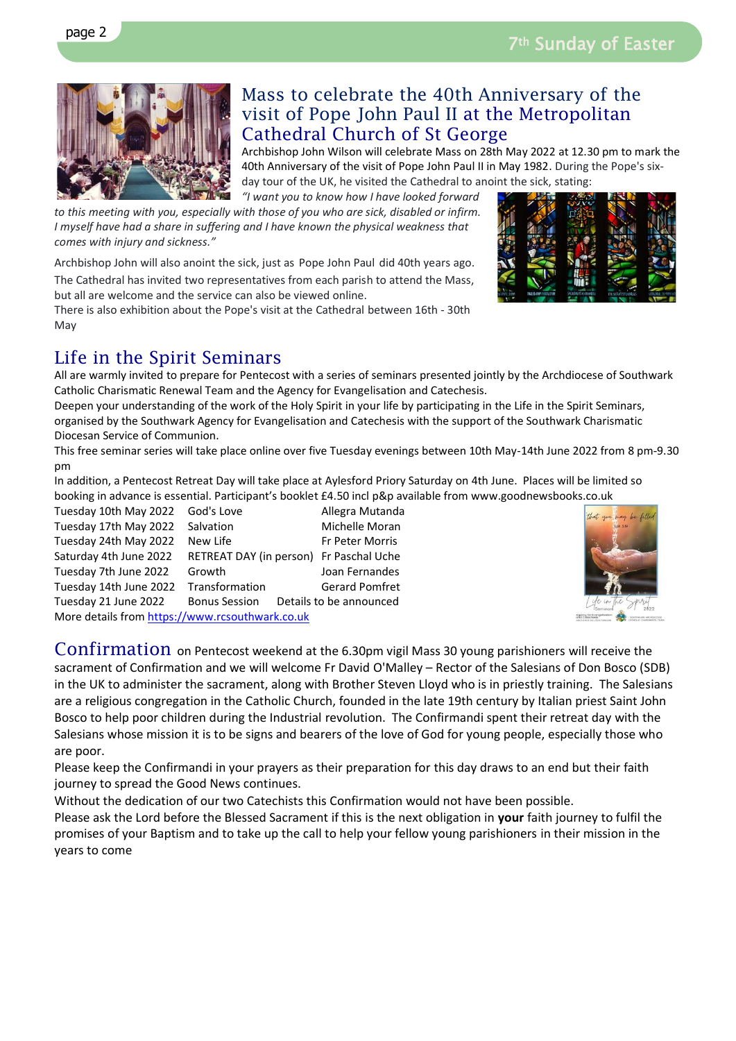## Mass to celebrate the 40th Anniversary of the visit of Pope John Paul II at the Metropolitan Cathedral Church of St George

Archbishop John Wilson will celebrate Mass on 28th May 2022 at 12.30 pm to mark the 40th Anniversary of the visit of Pope John Paul II in May 1982. During the Pope's six-day tour of the UK, he visited the Cathedral to anoint the sick, stating: *"I want you to know how I have looked forward to this meeting with you, especially with those of you who are sick, disabled or infirm. I myself have had a share in suffering and I have known the physical weakness that comes with injury and sickness."*

Archbishop John will also anoint the sick, just as Pope John Paul did 40th years ago. The Cathedral has invited two representatives from each parish to attend the Mass, but all are welcome and the service can also be viewed online.
There is also exhibition about the Pope's visit at the Cathedral between 16th - 30th May

## Life in the Spirit Seminars

All are warmly invited to prepare for Pentecost with a series of seminars presented jointly by the Archdiocese of Southwark Catholic Charismatic Renewal Team and the Agency for Evangelisation and Catechesis.
Deepen your understanding of the work of the Holy Spirit in your life by participating in the Life in the Spirit Seminars, organised by the Southwark Agency for Evangelisation and Catechesis with the support of the Southwark Charismatic Diocesan Service of Communion.
This free seminar series will take place online over five Tuesday evenings between 10th May-14th June 2022 from 8 pm-9.30 pm
In addition, a Pentecost Retreat Day will take place at Aylesford Priory Saturday on 4th June. Places will be limited so booking in advance is essential. Participant's booklet £4.50 incl p&p available from www.goodnewsbooks.co.uk

| | | |
|---|---|---|
| Tuesday 10th May 2022 | God's Love | Allegra Mutanda |
| Tuesday 17th May 2022 | Salvation | Michelle Moran |
| Tuesday 24th May 2022 | New Life | Fr Peter Morris |
| Saturday 4th June 2022 | RETREAT DAY (in person) | Fr Paschal Uche |
| Tuesday 7th June 2022 | Growth | Joan Fernandes |
| Tuesday 14th June 2022 | Transformation | Gerard Pomfret |
| Tuesday 21 June 2022 | Bonus Session | Details to be announced |

More details from https://www.rcsouthwark.co.uk

## Confirmation

on Pentecost weekend at the 6.30pm vigil Mass 30 young parishioners will receive the sacrament of Confirmation and we will welcome Fr David O'Malley – Rector of the Salesians of Don Bosco (SDB) in the UK to administer the sacrament, along with Brother Steven Lloyd who is in priestly training. The Salesians are a religious congregation in the Catholic Church, founded in the late 19th century by Italian priest Saint John Bosco to help poor children during the Industrial revolution. The Confirmandi spent their retreat day with the Salesians whose mission it is to be signs and bearers of the love of God for young people, especially those who are poor.
Please keep the Confirmandi in your prayers as their preparation for this day draws to an end but their faith journey to spread the Good News continues.
Without the dedication of our two Catechists this Confirmation would not have been possible.
Please ask the Lord before the Blessed Sacrament if this is the next obligation in **your** faith journey to fulfil the promises of your Baptism and to take up the call to help your fellow young parishioners in their mission in the years to come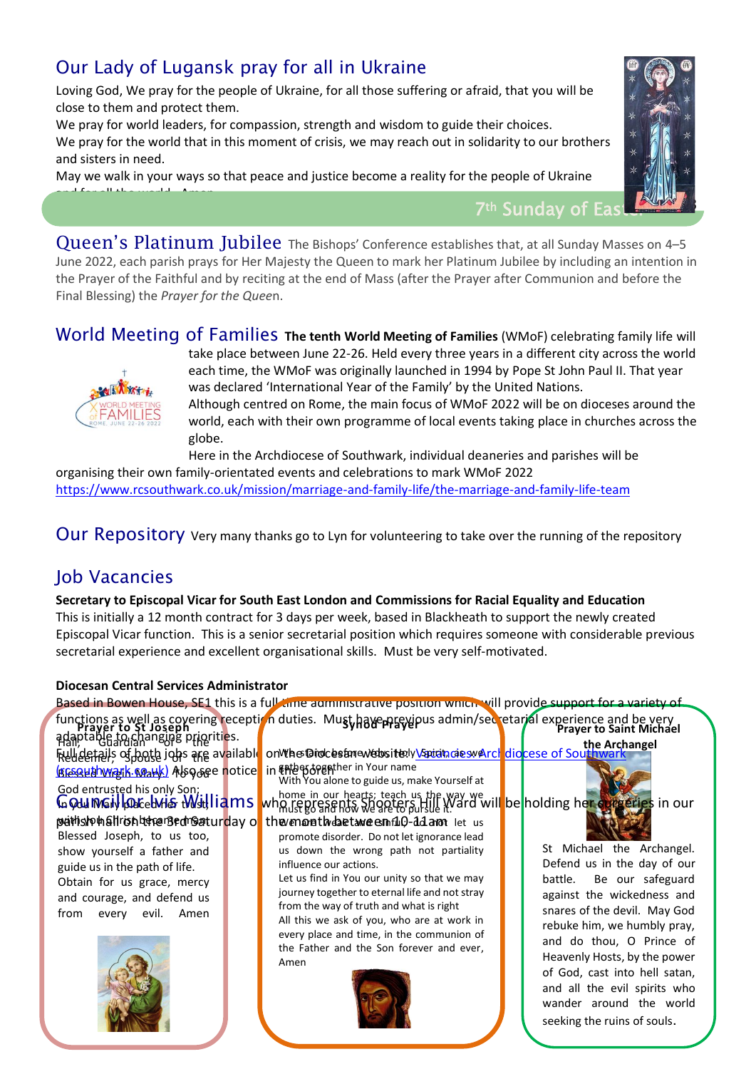# Our Lady of Lugansk pray for all in Ukraine

Loving God, We pray for the people of Ukraine, for all those suffering or afraid, that you will be close to them and protect them.

We pray for world leaders, for compassion, strength and wisdom to guide their choices.

We pray for the world that in this moment of crisis, we may reach out in solidarity to our brothers and sisters in need.

May we walk in your ways so that peace and justice become a reality for the people of Ukraine and for all the world. Amen

7th Sunday of Easter

## Queen's Platinum Jubilee

The Bishops' Conference establishes that, at all Sunday Masses on 4–5 June 2022, each parish prays for Her Majesty the Queen to mark her Platinum Jubilee by including an intention in the Prayer of the Faithful and by reciting at the end of Mass (after the Prayer after Communion and before the Final Blessing) the *Prayer for the Queen*.

## World Meeting of Families

**The tenth World Meeting of Families** (WMoF) celebrating family life will take place between June 22-26. Held every three years in a different city across the world each time, the WMoF was originally launched in 1994 by Pope St John Paul II. That year was declared 'International Year of the Family' by the United Nations.

Although centred on Rome, the main focus of WMoF 2022 will be on dioceses around the world, each with their own programme of local events taking place in churches across the globe.

Here in the Archdiocese of Southwark, individual deaneries and parishes will be organising their own family-orientated events and celebrations to mark WMoF 2022

https://www.rcsouthwark.co.uk/mission/marriage-and-family-life/the-marriage-and-family-life-team

## Our Repository

Very many thanks go to Lyn for volunteering to take over the running of the repository

## Job Vacancies

**Secretary to Episcopal Vicar for South East London and Commissions for Racial Equality and Education**

This is initially a 12 month contract for 3 days per week, based in Blackheath to support the newly created Episcopal Vicar function. This is a senior secretarial position which requires someone with considerable previous secretarial experience and excellent organisational skills. Must be very self-motivated.

**Diocesan Central Services Administrator**

Based in Bowen House, SE1 this is a full time administrative position which will provide support for a variety of functions as well as covering reception duties. Must have previous admin/secretarial experience and be very adaptable to changing priorities.

Full details of both jobs are available on the Diocesan website: Vacancies - Archdiocese of Southwark (rcsouthwark.co.uk) Also see notice in the porch

## Councillor Lis Williams

who represents Shooters Hill Ward will be holding her surgeries in our parish hall on the 3rd Saturday of the month between 10-11am

### Prayer to St Joseph

Hail, Guardian of the Redeemer, Spouse of the Blessed Virgin Mary. To you God entrusted his only Son; in you Mary placed her trust; with you Christ became man. Blessed Joseph, to us too, show yourself a father and guide us in the path of life. Obtain for us grace, mercy and courage, and defend us from every evil. Amen

### Synod Prayer

We stand before You, Holy Spirit, as we gather together in Your name

With You alone to guide us, make Yourself at home in our hearts; teach us the way we must go and how we are to pursue it. ... let us promote disorder. Do not let ignorance lead us down the wrong path not partiality influence our actions.

Let us find in You our unity so that we may journey together to eternal life and not stray from the way of truth and what is right

All this we ask of you, who are at work in every place and time, in the communion of the Father and the Son forever and ever, Amen

### Prayer to Saint Michael the Archangel

St Michael the Archangel. Defend us in the day of our battle. Be our safeguard against the wickedness and snares of the devil. May God rebuke him, we humbly pray, and do thou, O Prince of Heavenly Hosts, by the power of God, cast into hell satan, and all the evil spirits who wander around the world seeking the ruins of souls.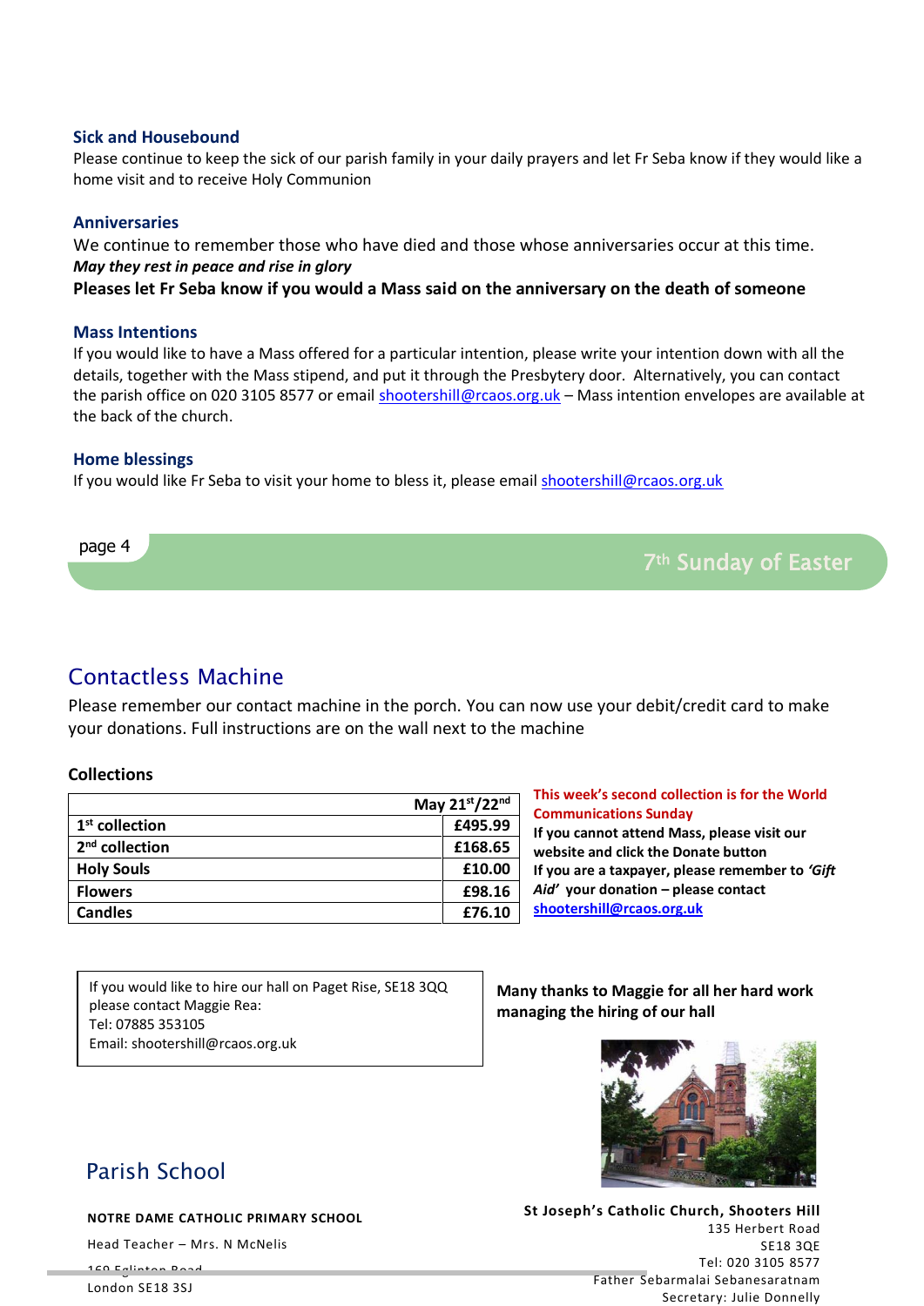### Sick and Housebound

Please continue to keep the sick of our parish family in your daily prayers and let Fr Seba know if they would like a home visit and to receive Holy Communion

### Anniversaries

We continue to remember those who have died and those whose anniversaries occur at this time.

***May they rest in peace and rise in glory***

**Pleases let Fr Seba know if you would a Mass said on the anniversary on the death of someone**

### Mass Intentions

If you would like to have a Mass offered for a particular intention, please write your intention down with all the details, together with the Mass stipend, and put it through the Presbytery door. Alternatively, you can contact the parish office on 020 3105 8577 or email shootershill@rcaos.org.uk – Mass intention envelopes are available at the back of the church.

### Home blessings

If you would like Fr Seba to visit your home to bless it, please email shootershill@rcaos.org.uk

## Contactless Machine

Please remember our contact machine in the porch. You can now use your debit/credit card to make your donations. Full instructions are on the wall next to the machine

**Collections**

| | **May 21st/22nd** |
|---|---|
| **1st collection** | **£495.99** |
| **2nd collection** | **£168.65** |
| **Holy Souls** | **£10.00** |
| **Flowers** | **£98.16** |
| **Candles** | **£76.10** |

**This week's second collection is for the World Communications Sunday**

**If you cannot attend Mass, please visit our website and click the Donate button**

**If you are a taxpayer, please remember to *'Gift Aid'* your donation – please contact shootershill@rcaos.org.uk**

If you would like to hire our hall on Paget Rise, SE18 3QQ please contact Maggie Rea:
Tel: 07885 353105
Email: shootershill@rcaos.org.uk

**Many thanks to Maggie for all her hard work managing the hiring of our hall**

## Parish School

**NOTRE DAME CATHOLIC PRIMARY SCHOOL**

Head Teacher – Mrs. N McNelis

160 Eglinton Road

London SE18 3SJ

**St Joseph's Catholic Church, Shooters Hill**
135 Herbert Road
SE18 3QE
Tel: 020 3105 8577
Father Sebarmalai Sebanesaratnam
Secretary: Julie Donnelly